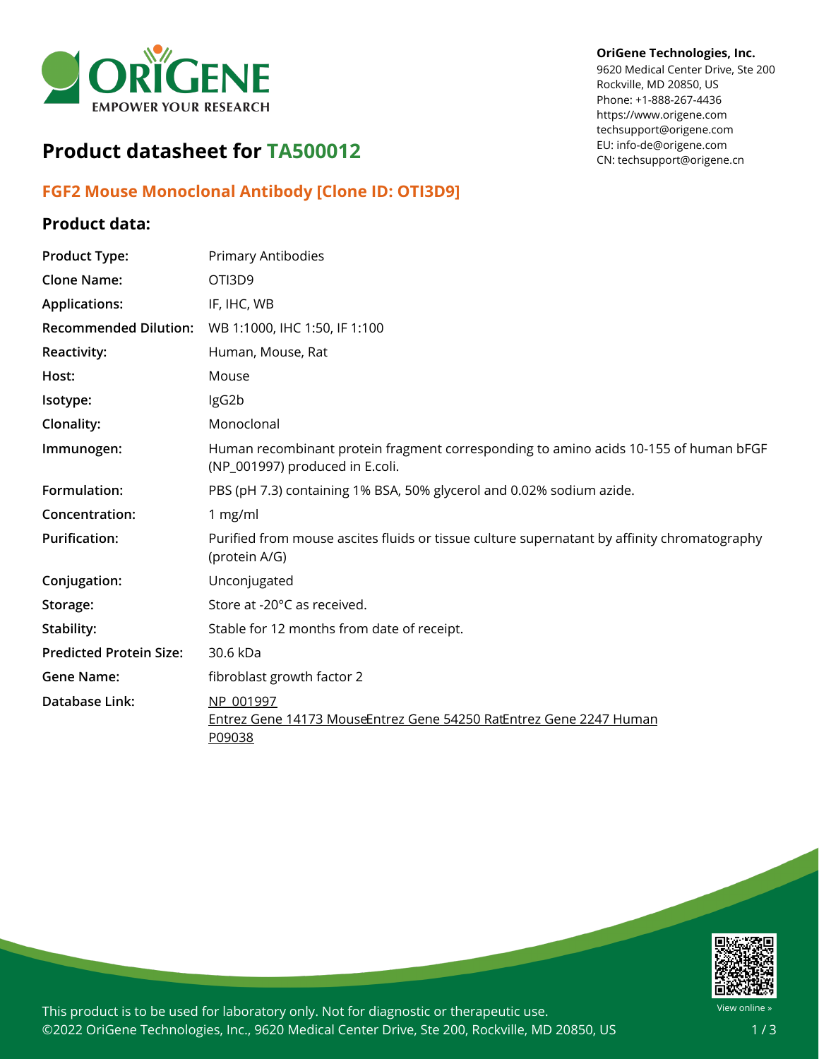OriGene Technologies, Inc.
9620 Medical Center Drive, Ste 200
Rockville, MD 20850, US
Phone: +1-888-267-4436
https://www.origene.com
techsupport@origene.com
EU: info-de@origene.com
CN: techsupport@origene.cn

# Product datasheet for TA500012

## FGF2 Mouse Monoclonal Antibody [Clone ID: OTI3D9]

### Product data:

| | |
|---|---|
| **Product Type:** | Primary Antibodies |
| **Clone Name:** | OTI3D9 |
| **Applications:** | IF, IHC, WB |
| **Recommended Dilution:** | WB 1:1000, IHC 1:50, IF 1:100 |
| **Reactivity:** | Human, Mouse, Rat |
| **Host:** | Mouse |
| **Isotype:** | IgG2b |
| **Clonality:** | Monoclonal |
| **Immunogen:** | Human recombinant protein fragment corresponding to amino acids 10-155 of human bFGF (NP_001997) produced in E.coli. |
| **Formulation:** | PBS (pH 7.3) containing 1% BSA, 50% glycerol and 0.02% sodium azide. |
| **Concentration:** | 1 mg/ml |
| **Purification:** | Purified from mouse ascites fluids or tissue culture supernatant by affinity chromatography (protein A/G) |
| **Conjugation:** | Unconjugated |
| **Storage:** | Store at -20°C as received. |
| **Stability:** | Stable for 12 months from date of receipt. |
| **Predicted Protein Size:** | 30.6 kDa |
| **Gene Name:** | fibroblast growth factor 2 |
| **Database Link:** | NP_001997<br>Entrez Gene 14173 Mouse Entrez Gene 54250 Rat Entrez Gene 2247 Human<br>P09038 |

This product is to be used for laboratory only. Not for diagnostic or therapeutic use.
©2022 OriGene Technologies, Inc., 9620 Medical Center Drive, Ste 200, Rockville, MD 20850, US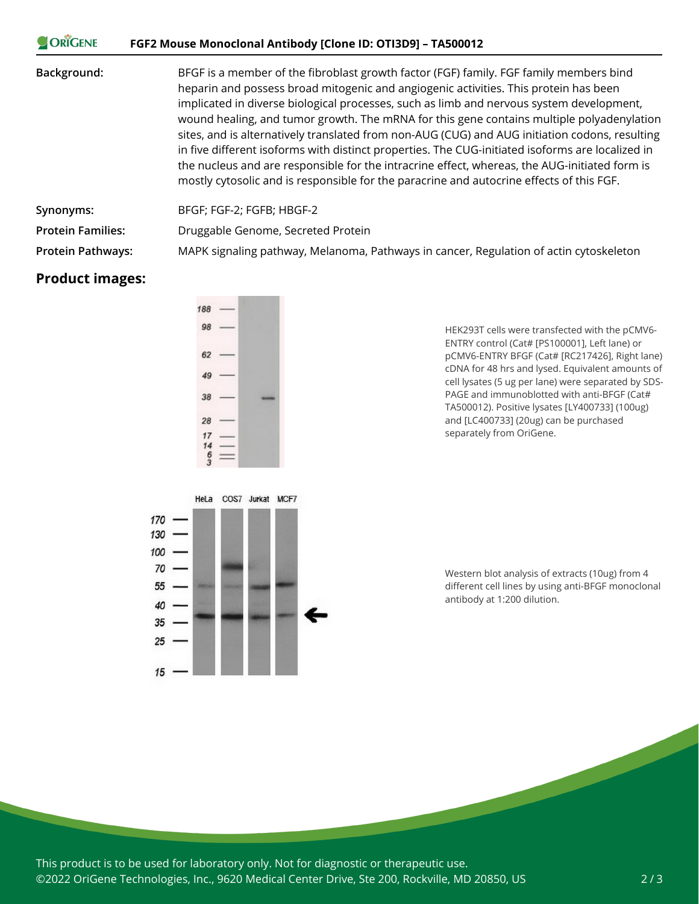| | |
|---|---|
| **Background:** | BFGF is a member of the fibroblast growth factor (FGF) family. FGF family members bind heparin and possess broad mitogenic and angiogenic activities. This protein has been implicated in diverse biological processes, such as limb and nervous system development, wound healing, and tumor growth. The mRNA for this gene contains multiple polyadenylation sites, and is alternatively translated from non-AUG (CUG) and AUG initiation codons, resulting in five different isoforms with distinct properties. The CUG-initiated isoforms are localized in the nucleus and are responsible for the intracrine effect, whereas, the AUG-initiated form is mostly cytosolic and is responsible for the paracrine and autocrine effects of this FGF. |
| **Synonyms:** | BFGF; FGF-2; FGFB; HBGF-2 |
| **Protein Families:** | Druggable Genome, Secreted Protein |
| **Protein Pathways:** | MAPK signaling pathway, Melanoma, Pathways in cancer, Regulation of actin cytoskeleton |

## Product images:

HEK293T cells were transfected with the pCMV6-ENTRY control (Cat# [PS100001], Left lane) or pCMV6-ENTRY BFGF (Cat# [RC217426], Right lane) cDNA for 48 hrs and lysed. Equivalent amounts of cell lysates (5 ug per lane) were separated by SDS-PAGE and immunoblotted with anti-BFGF (Cat# TA500012). Positive lysates [LY400733] (100ug) and [LC400733] (20ug) can be purchased separately from OriGene.

Western blot analysis of extracts (10ug) from 4 different cell lines by using anti-BFGF monoclonal antibody at 1:200 dilution.

This product is to be used for laboratory only. Not for diagnostic or therapeutic use.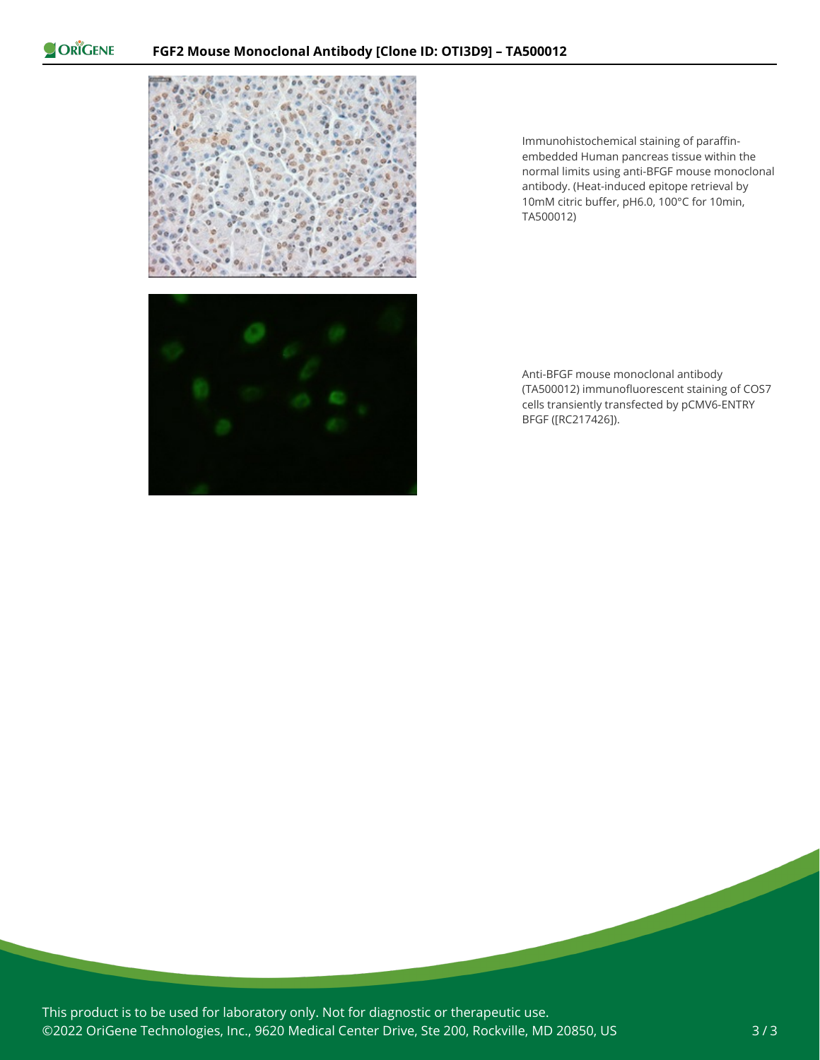Immunohistochemical staining of paraffin-embedded Human pancreas tissue within the normal limits using anti-BFGF mouse monoclonal antibody. (Heat-induced epitope retrieval by 10mM citric buffer, pH6.0, 100°C for 10min, TA500012)

Anti-BFGF mouse monoclonal antibody (TA500012) immunofluorescent staining of COS7 cells transiently transfected by pCMV6-ENTRY BFGF ([RC217426]).

This product is to be used for laboratory only. Not for diagnostic or therapeutic use.
©2022 OriGene Technologies, Inc., 9620 Medical Center Drive, Ste 200, Rockville, MD 20850, US